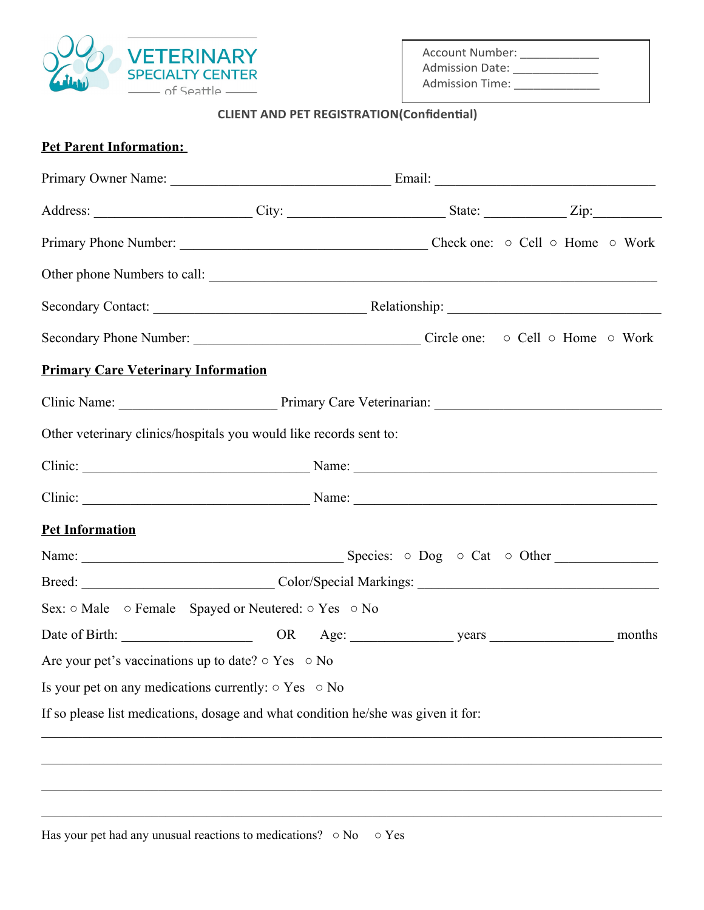VETERINARY SPECIALTY CENTER of Seattle

Account Number: ____________
Admission Date: _____________
Admission Time: _____________

## CLIENT AND PET REGISTRATION(Confidential)

**Pet Parent Information:**

Primary Owner Name: ______________________________ Email: ______________________________

Address: ______________________ City: ______________________ State: ___________ Zip:_________

Primary Phone Number: __________________________________ Check one: ○ Cell ○ Home ○ Work

Other phone Numbers to call: ______________________________________________________________

Secondary Contact: ______________________________ Relationship: ______________________________

Secondary Phone Number: _______________________________ Circle one: ○ Cell ○ Home ○ Work

**Primary Care Veterinary Information**

Clinic Name: ______________________ Primary Care Veterinarian: ______________________________

Other veterinary clinics/hospitals you would like records sent to:

Clinic: ________________________________ Name: ________________________________________

Clinic: ________________________________ Name: ________________________________________

**Pet Information**

Name: _____________________________________ Species: ○ Dog ○ Cat ○ Other ______________

Breed: ___________________________ Color/Special Markings: ______________________________

Sex: ○ Male ○ Female Spayed or Neutered: ○ Yes ○ No

Date of Birth: __________________ OR Age: ______________ years _________________ months

Are your pet's vaccinations up to date? ○ Yes ○ No

Is your pet on any medications currently: ○ Yes ○ No

If so please list medications, dosage and what condition he/she was given it for:

___________________________________________________________________________________

___________________________________________________________________________________

___________________________________________________________________________________

___________________________________________________________________________________

Has your pet had any unusual reactions to medications? ○ No ○ Yes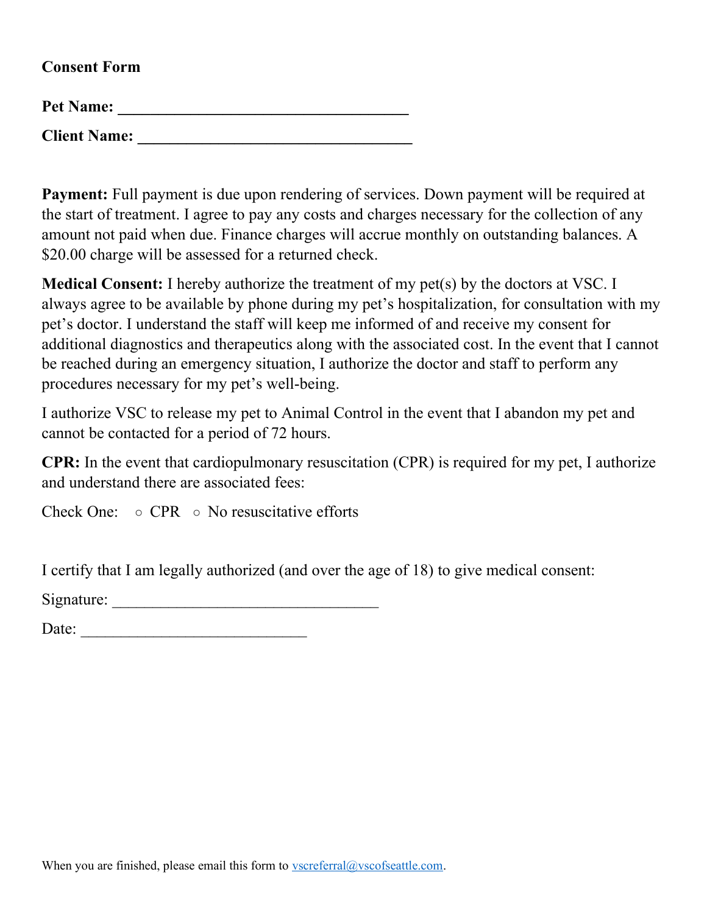**Consent Form**

**Pet Name: \_\_\_\_\_\_\_\_\_\_\_\_\_\_\_\_\_\_\_\_\_\_\_\_\_\_\_\_\_\_\_\_\_\_\_\_**

**Client Name: \_\_\_\_\_\_\_\_\_\_\_\_\_\_\_\_\_\_\_\_\_\_\_\_\_\_\_\_\_\_\_\_\_\_**

**Payment:** Full payment is due upon rendering of services. Down payment will be required at the start of treatment. I agree to pay any costs and charges necessary for the collection of any amount not paid when due. Finance charges will accrue monthly on outstanding balances. A $20.00 charge will be assessed for a returned check.

**Medical Consent:** I hereby authorize the treatment of my pet(s) by the doctors at VSC. I always agree to be available by phone during my pet's hospitalization, for consultation with my pet's doctor. I understand the staff will keep me informed of and receive my consent for additional diagnostics and therapeutics along with the associated cost. In the event that I cannot be reached during an emergency situation, I authorize the doctor and staff to perform any procedures necessary for my pet's well-being.

I authorize VSC to release my pet to Animal Control in the event that I abandon my pet and cannot be contacted for a period of 72 hours.

**CPR:** In the event that cardiopulmonary resuscitation (CPR) is required for my pet, I authorize and understand there are associated fees:

Check One: ○ CPR ○ No resuscitative efforts

I certify that I am legally authorized (and over the age of 18) to give medical consent:

Signature: \_\_\_\_\_\_\_\_\_\_\_\_\_\_\_\_\_\_\_\_\_\_\_\_\_\_\_\_\_\_\_\_\_\_

Date: \_\_\_\_\_\_\_\_\_\_\_\_\_\_\_\_\_\_\_\_\_\_\_\_\_\_\_\_\_

When you are finished, please email this form to vscreferral@vscofseattle.com.